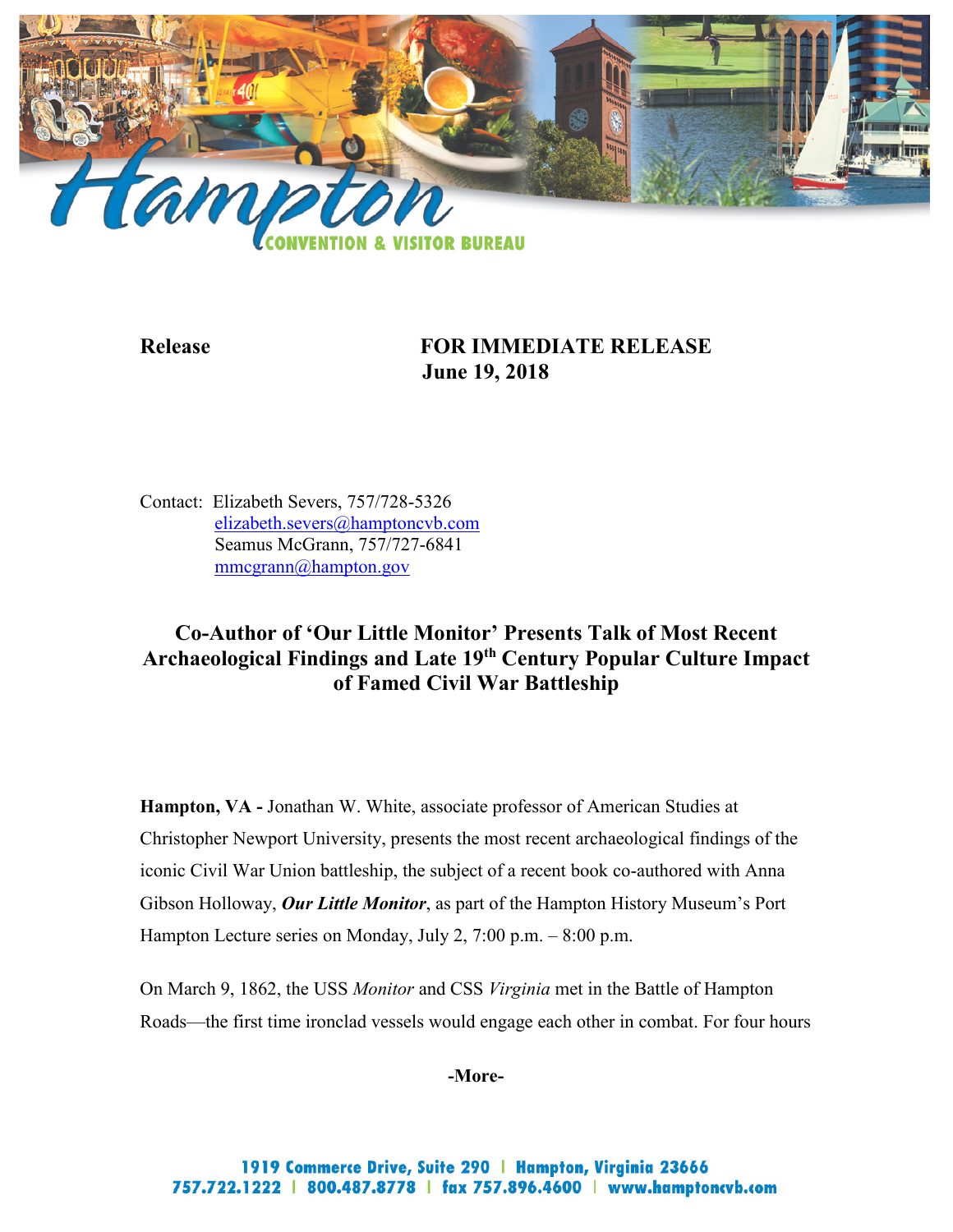Hampton CONVENTION & VISITOR BUREAU

**Release** **FOR IMMEDIATE RELEASE**
**June 19, 2018**

Contact: Elizabeth Severs, 757/728-5326
elizabeth.severs@hamptoncvb.com
Seamus McGrann, 757/727-6841
mmcgrann@hampton.gov

## Co-Author of 'Our Little Monitor' Presents Talk of Most Recent Archaeological Findings and Late 19th Century Popular Culture Impact of Famed Civil War Battleship

**Hampton, VA -** Jonathan W. White, associate professor of American Studies at Christopher Newport University, presents the most recent archaeological findings of the iconic Civil War Union battleship, the subject of a recent book co-authored with Anna Gibson Holloway, ***Our Little Monitor***, as part of the Hampton History Museum's Port Hampton Lecture series on Monday, July 2, 7:00 p.m. – 8:00 p.m.

On March 9, 1862, the USS *Monitor* and CSS *Virginia* met in the Battle of Hampton Roads—the first time ironclad vessels would engage each other in combat. For four hours

**-More-**

1919 Commerce Drive, Suite 290 | Hampton, Virginia 23666
757.722.1222 | 800.487.8778 | fax 757.896.4600 | www.hamptoncvb.com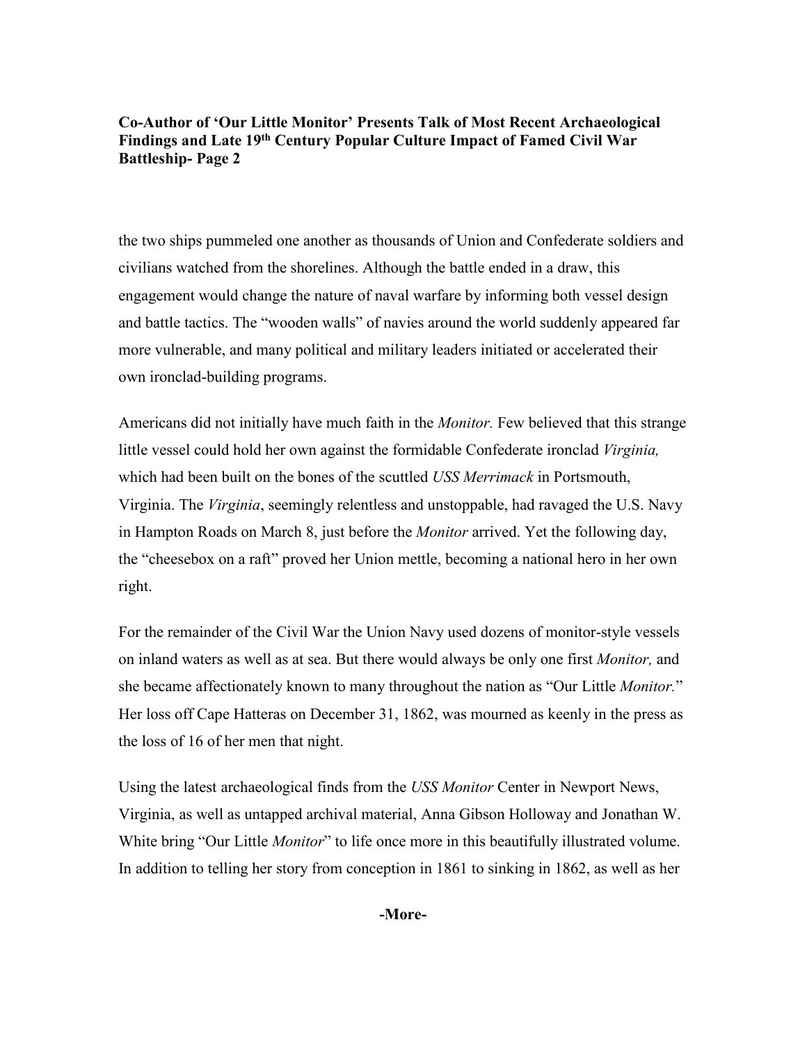the two ships pummeled one another as thousands of Union and Confederate soldiers and civilians watched from the shorelines. Although the battle ended in a draw, this engagement would change the nature of naval warfare by informing both vessel design and battle tactics. The "wooden walls" of navies around the world suddenly appeared far more vulnerable, and many political and military leaders initiated or accelerated their own ironclad-building programs.

Americans did not initially have much faith in the *Monitor.* Few believed that this strange little vessel could hold her own against the formidable Confederate ironclad *Virginia,* which had been built on the bones of the scuttled *USS Merrimack* in Portsmouth, Virginia. The *Virginia*, seemingly relentless and unstoppable, had ravaged the U.S. Navy in Hampton Roads on March 8, just before the *Monitor* arrived. Yet the following day, the "cheesebox on a raft" proved her Union mettle, becoming a national hero in her own right.

For the remainder of the Civil War the Union Navy used dozens of monitor-style vessels on inland waters as well as at sea. But there would always be only one first *Monitor,* and she became affectionately known to many throughout the nation as "Our Little *Monitor.*" Her loss off Cape Hatteras on December 31, 1862, was mourned as keenly in the press as the loss of 16 of her men that night.

Using the latest archaeological finds from the *USS Monitor* Center in Newport News, Virginia, as well as untapped archival material, Anna Gibson Holloway and Jonathan W. White bring "Our Little *Monitor*" to life once more in this beautifully illustrated volume. In addition to telling her story from conception in 1861 to sinking in 1862, as well as her

**-More-**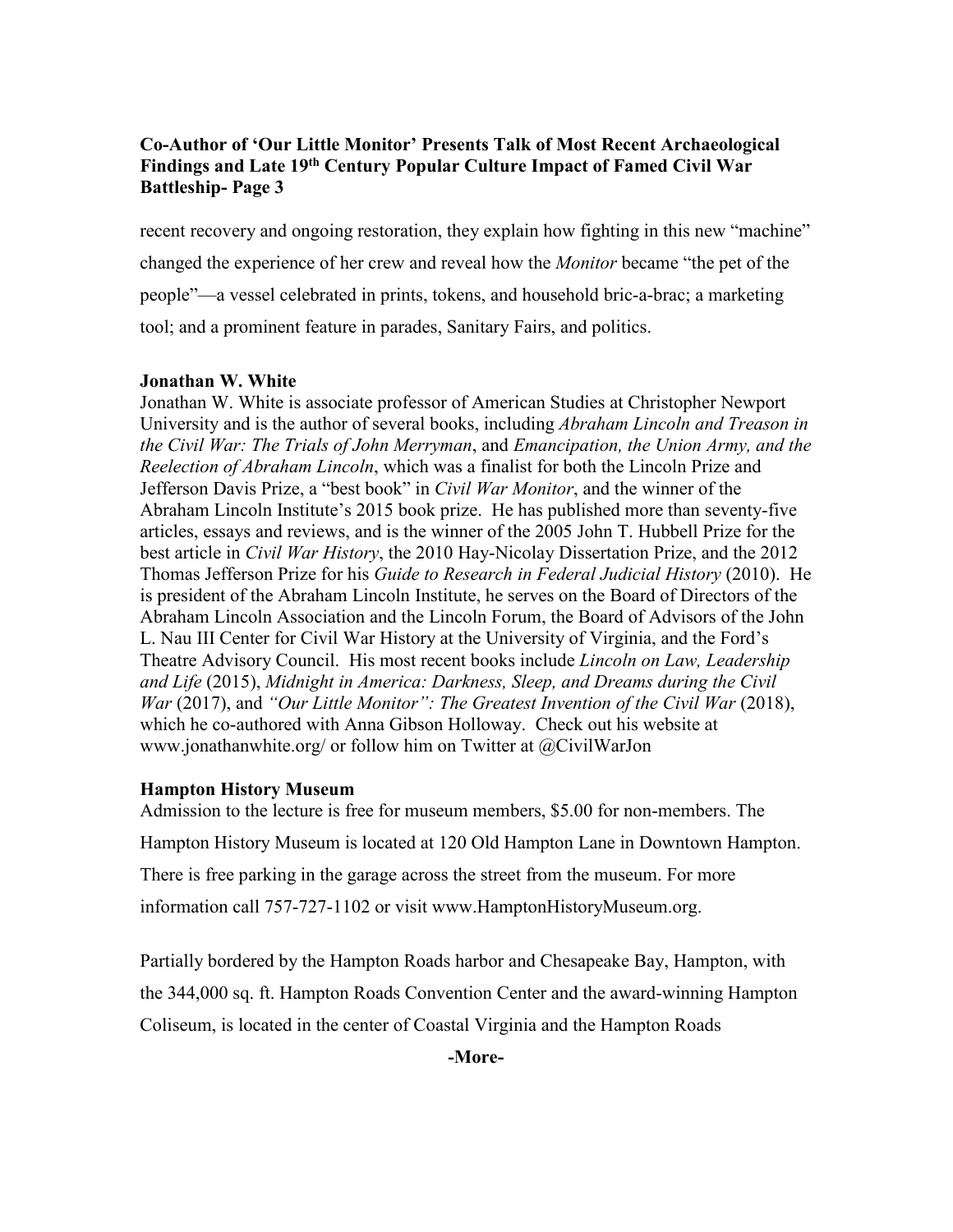recent recovery and ongoing restoration, they explain how fighting in this new "machine" changed the experience of her crew and reveal how the *Monitor* became "the pet of the people"—a vessel celebrated in prints, tokens, and household bric-a-brac; a marketing tool; and a prominent feature in parades, Sanitary Fairs, and politics.

**Jonathan W. White**

Jonathan W. White is associate professor of American Studies at Christopher Newport University and is the author of several books, including *Abraham Lincoln and Treason in the Civil War: The Trials of John Merryman*, and *Emancipation, the Union Army, and the Reelection of Abraham Lincoln*, which was a finalist for both the Lincoln Prize and Jefferson Davis Prize, a "best book" in *Civil War Monitor*, and the winner of the Abraham Lincoln Institute's 2015 book prize. He has published more than seventy-five articles, essays and reviews, and is the winner of the 2005 John T. Hubbell Prize for the best article in *Civil War History*, the 2010 Hay-Nicolay Dissertation Prize, and the 2012 Thomas Jefferson Prize for his *Guide to Research in Federal Judicial History* (2010). He is president of the Abraham Lincoln Institute, he serves on the Board of Directors of the Abraham Lincoln Association and the Lincoln Forum, the Board of Advisors of the John L. Nau III Center for Civil War History at the University of Virginia, and the Ford's Theatre Advisory Council. His most recent books include *Lincoln on Law, Leadership and Life* (2015), *Midnight in America: Darkness, Sleep, and Dreams during the Civil War* (2017), and *"Our Little Monitor": The Greatest Invention of the Civil War* (2018), which he co-authored with Anna Gibson Holloway. Check out his website at www.jonathanwhite.org/ or follow him on Twitter at @CivilWarJon

**Hampton History Museum**

Admission to the lecture is free for museum members, $5.00 for non-members. The Hampton History Museum is located at 120 Old Hampton Lane in Downtown Hampton. There is free parking in the garage across the street from the museum. For more information call 757-727-1102 or visit www.HamptonHistoryMuseum.org.

Partially bordered by the Hampton Roads harbor and Chesapeake Bay, Hampton, with the 344,000 sq. ft. Hampton Roads Convention Center and the award-winning Hampton Coliseum, is located in the center of Coastal Virginia and the Hampton Roads

**-More-**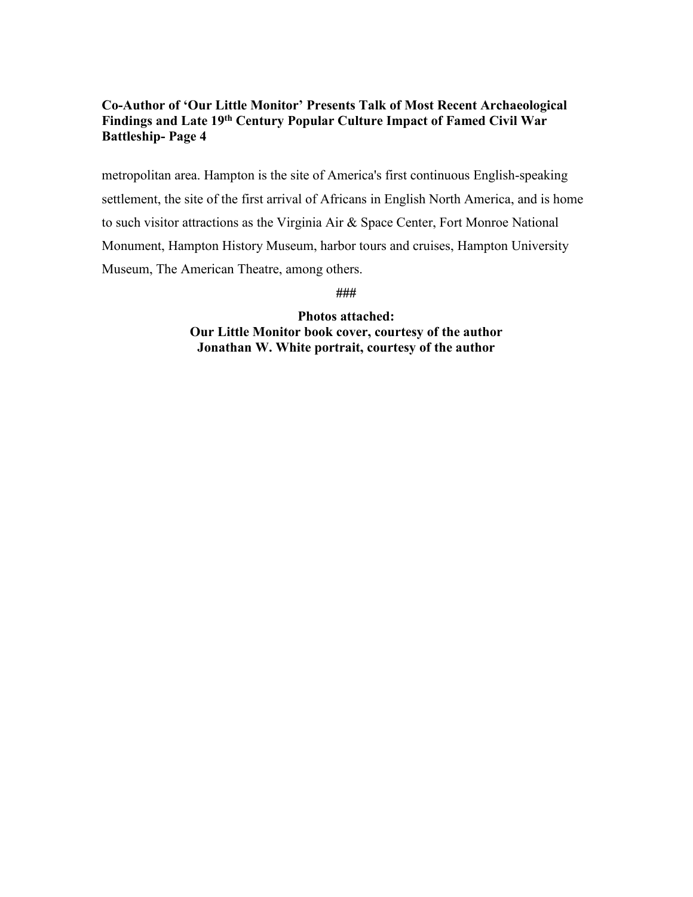metropolitan area. Hampton is the site of America's first continuous English-speaking settlement, the site of the first arrival of Africans in English North America, and is home to such visitor attractions as the Virginia Air & Space Center, Fort Monroe National Monument, Hampton History Museum, harbor tours and cruises, Hampton University Museum, The American Theatre, among others.

###

**Photos attached:**
**Our Little Monitor book cover, courtesy of the author**
**Jonathan W. White portrait, courtesy of the author**